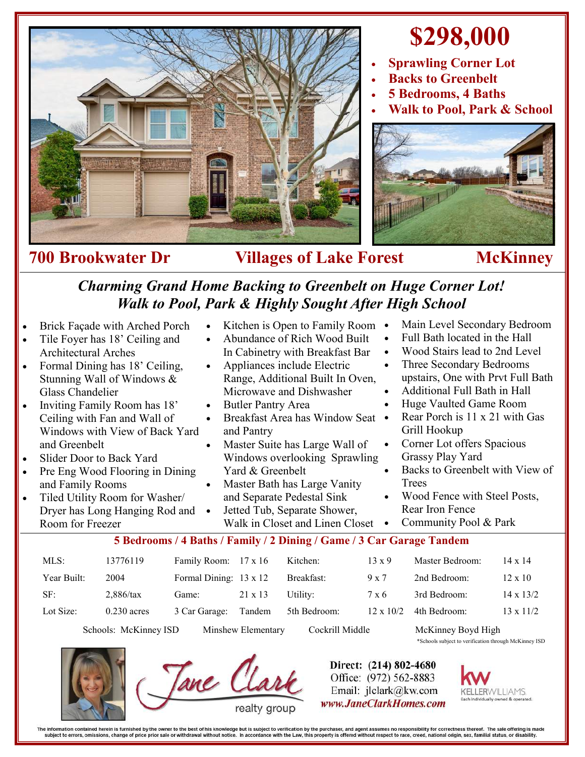# $298,000

- **Sprawling Corner Lot**
- **Backs to Greenbelt**
- **5 Bedrooms, 4 Baths**
- **Walk to Pool, Park & School**

## 700 Brookwater Dr — Villages of Lake Forest — McKinney

### *Charming Grand Home Backing to Greenbelt on Huge Corner Lot!*
### *Walk to Pool, Park & Highly Sought After High School*

- Brick Façade with Arched Porch
- Tile Foyer has 18' Ceiling and Architectural Arches
- Formal Dining has 18' Ceiling, Stunning Wall of Windows & Glass Chandelier
- Inviting Family Room has 18' Ceiling with Fan and Wall of Windows with View of Back Yard and Greenbelt
- Slider Door to Back Yard
- Pre Eng Wood Flooring in Dining and Family Rooms
- Tiled Utility Room for Washer/ Dryer has Long Hanging Rod and Room for Freezer
- Kitchen is Open to Family Room
- Abundance of Rich Wood Built In Cabinetry with Breakfast Bar
- Appliances include Electric Range, Additional Built In Oven, Microwave and Dishwasher
- Butler Pantry Area
- Breakfast Area has Window Seat and Pantry
- Master Suite has Large Wall of Windows overlooking Sprawling Yard & Greenbelt
- Master Bath has Large Vanity and Separate Pedestal Sink
- Jetted Tub, Separate Shower, Walk in Closet and Linen Closet
- Main Level Secondary Bedroom
- Full Bath located in the Hall
- Wood Stairs lead to 2nd Level
- Three Secondary Bedrooms upstairs, One with Prvt Full Bath
- Additional Full Bath in Hall
- Huge Vaulted Game Room
- Rear Porch is 11 x 21 with Gas Grill Hookup
- Corner Lot offers Spacious Grassy Play Yard
- Backs to Greenbelt with View of Trees
- Wood Fence with Steel Posts, Rear Iron Fence
- Community Pool & Park

**5 Bedrooms / 4 Baths / Family / 2 Dining / Game / 3 Car Garage Tandem**

| | | | | | | | |
|---|---|---|---|---|---|---|---|
| MLS: | 13776119 | Family Room: | 17 x 16 | Kitchen: | 13 x 9 | Master Bedroom: | 14 x 14 |
| Year Built: | 2004 | Formal Dining: | 13 x 12 | Breakfast: | 9 x 7 | 2nd Bedroom: | 12 x 10 |
| SF: | 2,886/tax | Game: | 21 x 13 | Utility: | 7 x 6 | 3rd Bedroom: | 14 x 13/2 |
| Lot Size: | 0.230 acres | 3 Car Garage: | Tandem | 5th Bedroom: | 12 x 10/2 | 4th Bedroom: | 13 x 11/2 |

Schools: McKinney ISD — Minshew Elementary — Cockrill Middle — McKinney Boyd High

*Schools subject to verification through McKinney ISD

Jane Clark realty group

Direct: (214) 802-4680
Office: (972) 562-8883
Email: jlclark@kw.com
*www.JaneClarkHomes.com*

KELLERWILLIAMS. Each individually owned & operated.

The information contained herein is furnished by the owner to the best of his knowledge but is subject to verification by the purchaser, and agent assumes no responsibility for correctness thereof. The sale offering is made subject to errors, omissions, change of price prior sale or withdrawal without notice. In accordance with the Law, this property is offered without respect to race, creed, national origin, sex, familial status, or disability.